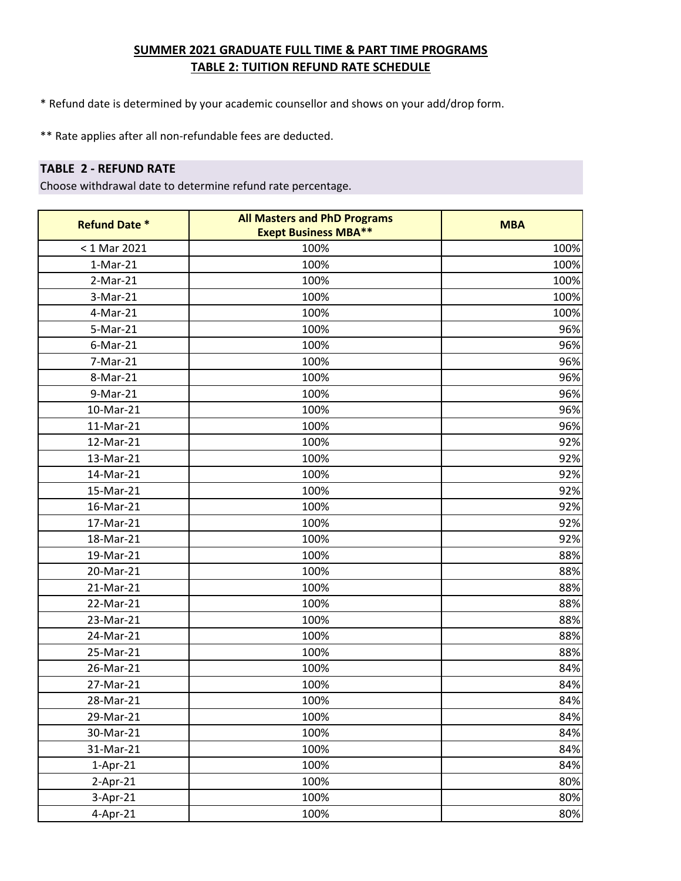## SUMMER 2021 GRADUATE FULL TIME & PART TIME PROGRAMS
## TABLE 2: TUITION REFUND RATE SCHEDULE

* Refund date is determined by your academic counsellor and shows on your add/drop form.

** Rate applies after all non-refundable fees are deducted.

### TABLE 2 - REFUND RATE

Choose withdrawal date to determine refund rate percentage.

| Refund Date * | All Masters and PhD Programs Exept Business MBA** | MBA |
|---|---|---|
| < 1 Mar 2021 | 100% | 100% |
| 1-Mar-21 | 100% | 100% |
| 2-Mar-21 | 100% | 100% |
| 3-Mar-21 | 100% | 100% |
| 4-Mar-21 | 100% | 100% |
| 5-Mar-21 | 100% | 96% |
| 6-Mar-21 | 100% | 96% |
| 7-Mar-21 | 100% | 96% |
| 8-Mar-21 | 100% | 96% |
| 9-Mar-21 | 100% | 96% |
| 10-Mar-21 | 100% | 96% |
| 11-Mar-21 | 100% | 96% |
| 12-Mar-21 | 100% | 92% |
| 13-Mar-21 | 100% | 92% |
| 14-Mar-21 | 100% | 92% |
| 15-Mar-21 | 100% | 92% |
| 16-Mar-21 | 100% | 92% |
| 17-Mar-21 | 100% | 92% |
| 18-Mar-21 | 100% | 92% |
| 19-Mar-21 | 100% | 88% |
| 20-Mar-21 | 100% | 88% |
| 21-Mar-21 | 100% | 88% |
| 22-Mar-21 | 100% | 88% |
| 23-Mar-21 | 100% | 88% |
| 24-Mar-21 | 100% | 88% |
| 25-Mar-21 | 100% | 88% |
| 26-Mar-21 | 100% | 84% |
| 27-Mar-21 | 100% | 84% |
| 28-Mar-21 | 100% | 84% |
| 29-Mar-21 | 100% | 84% |
| 30-Mar-21 | 100% | 84% |
| 31-Mar-21 | 100% | 84% |
| 1-Apr-21 | 100% | 84% |
| 2-Apr-21 | 100% | 80% |
| 3-Apr-21 | 100% | 80% |
| 4-Apr-21 | 100% | 80% |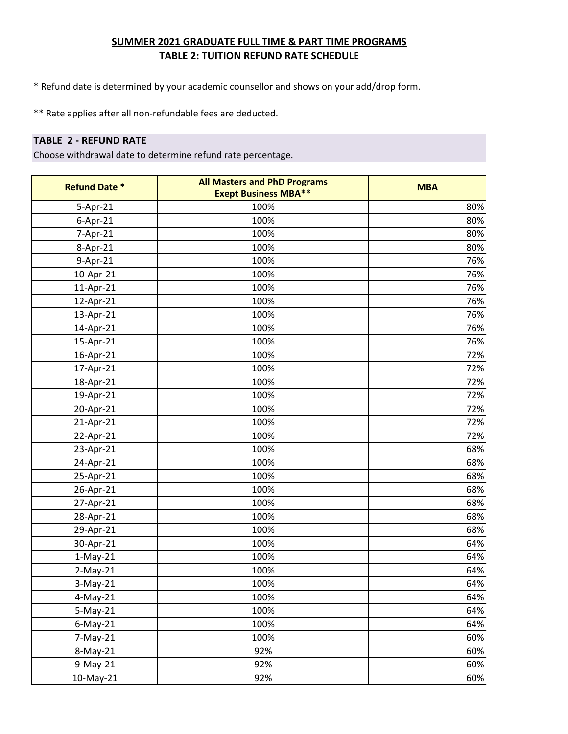**SUMMER 2021 GRADUATE FULL TIME & PART TIME PROGRAMS**
**TABLE 2: TUITION REFUND RATE SCHEDULE**

* Refund date is determined by your academic counsellor and shows on your add/drop form.

** Rate applies after all non-refundable fees are deducted.

**TABLE 2 - REFUND RATE**

Choose withdrawal date to determine refund rate percentage.

| Refund Date * | All Masters and PhD Programs Exept Business MBA** | MBA |
|---|---|---|
| 5-Apr-21 | 100% | 80% |
| 6-Apr-21 | 100% | 80% |
| 7-Apr-21 | 100% | 80% |
| 8-Apr-21 | 100% | 80% |
| 9-Apr-21 | 100% | 76% |
| 10-Apr-21 | 100% | 76% |
| 11-Apr-21 | 100% | 76% |
| 12-Apr-21 | 100% | 76% |
| 13-Apr-21 | 100% | 76% |
| 14-Apr-21 | 100% | 76% |
| 15-Apr-21 | 100% | 76% |
| 16-Apr-21 | 100% | 72% |
| 17-Apr-21 | 100% | 72% |
| 18-Apr-21 | 100% | 72% |
| 19-Apr-21 | 100% | 72% |
| 20-Apr-21 | 100% | 72% |
| 21-Apr-21 | 100% | 72% |
| 22-Apr-21 | 100% | 72% |
| 23-Apr-21 | 100% | 68% |
| 24-Apr-21 | 100% | 68% |
| 25-Apr-21 | 100% | 68% |
| 26-Apr-21 | 100% | 68% |
| 27-Apr-21 | 100% | 68% |
| 28-Apr-21 | 100% | 68% |
| 29-Apr-21 | 100% | 68% |
| 30-Apr-21 | 100% | 64% |
| 1-May-21 | 100% | 64% |
| 2-May-21 | 100% | 64% |
| 3-May-21 | 100% | 64% |
| 4-May-21 | 100% | 64% |
| 5-May-21 | 100% | 64% |
| 6-May-21 | 100% | 64% |
| 7-May-21 | 100% | 60% |
| 8-May-21 | 92% | 60% |
| 9-May-21 | 92% | 60% |
| 10-May-21 | 92% | 60% |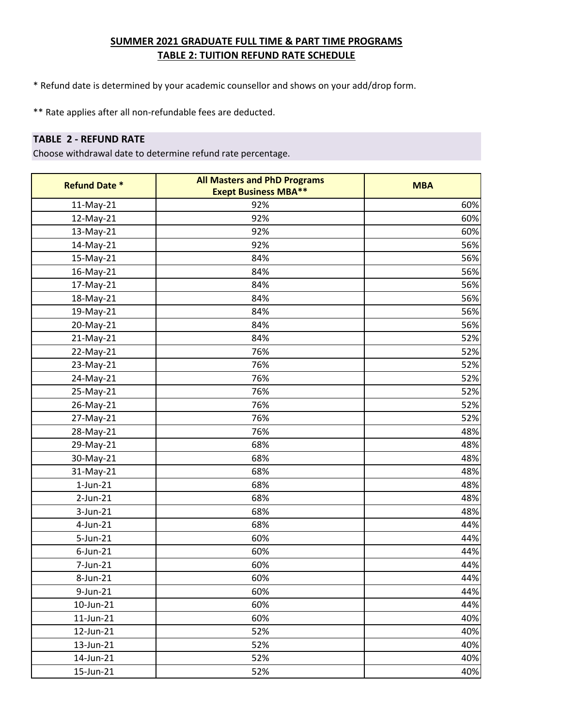**SUMMER 2021 GRADUATE FULL TIME & PART TIME PROGRAMS**
**TABLE 2: TUITION REFUND RATE SCHEDULE**

* Refund date is determined by your academic counsellor and shows on your add/drop form.

** Rate applies after all non-refundable fees are deducted.

**TABLE 2 - REFUND RATE**
Choose withdrawal date to determine refund rate percentage.

| Refund Date * | All Masters and PhD Programs Exept Business MBA** | MBA |
|---|---|---|
| 11-May-21 | 92% | 60% |
| 12-May-21 | 92% | 60% |
| 13-May-21 | 92% | 60% |
| 14-May-21 | 92% | 56% |
| 15-May-21 | 84% | 56% |
| 16-May-21 | 84% | 56% |
| 17-May-21 | 84% | 56% |
| 18-May-21 | 84% | 56% |
| 19-May-21 | 84% | 56% |
| 20-May-21 | 84% | 56% |
| 21-May-21 | 84% | 52% |
| 22-May-21 | 76% | 52% |
| 23-May-21 | 76% | 52% |
| 24-May-21 | 76% | 52% |
| 25-May-21 | 76% | 52% |
| 26-May-21 | 76% | 52% |
| 27-May-21 | 76% | 52% |
| 28-May-21 | 76% | 48% |
| 29-May-21 | 68% | 48% |
| 30-May-21 | 68% | 48% |
| 31-May-21 | 68% | 48% |
| 1-Jun-21 | 68% | 48% |
| 2-Jun-21 | 68% | 48% |
| 3-Jun-21 | 68% | 48% |
| 4-Jun-21 | 68% | 44% |
| 5-Jun-21 | 60% | 44% |
| 6-Jun-21 | 60% | 44% |
| 7-Jun-21 | 60% | 44% |
| 8-Jun-21 | 60% | 44% |
| 9-Jun-21 | 60% | 44% |
| 10-Jun-21 | 60% | 44% |
| 11-Jun-21 | 60% | 40% |
| 12-Jun-21 | 52% | 40% |
| 13-Jun-21 | 52% | 40% |
| 14-Jun-21 | 52% | 40% |
| 15-Jun-21 | 52% | 40% |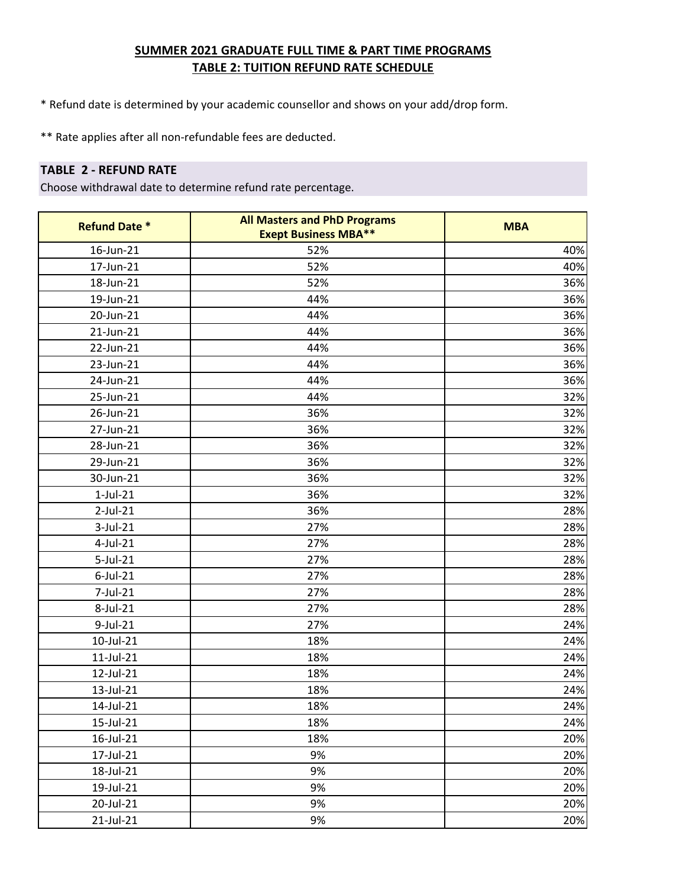## SUMMER 2021 GRADUATE FULL TIME & PART TIME PROGRAMS
## TABLE 2: TUITION REFUND RATE SCHEDULE

* Refund date is determined by your academic counsellor and shows on your add/drop form.

** Rate applies after all non-refundable fees are deducted.

**TABLE 2 - REFUND RATE**

Choose withdrawal date to determine refund rate percentage.

| Refund Date * | All Masters and PhD Programs Exept Business MBA** | MBA |
|---|---|---|
| 16-Jun-21 | 52% | 40% |
| 17-Jun-21 | 52% | 40% |
| 18-Jun-21 | 52% | 36% |
| 19-Jun-21 | 44% | 36% |
| 20-Jun-21 | 44% | 36% |
| 21-Jun-21 | 44% | 36% |
| 22-Jun-21 | 44% | 36% |
| 23-Jun-21 | 44% | 36% |
| 24-Jun-21 | 44% | 36% |
| 25-Jun-21 | 44% | 32% |
| 26-Jun-21 | 36% | 32% |
| 27-Jun-21 | 36% | 32% |
| 28-Jun-21 | 36% | 32% |
| 29-Jun-21 | 36% | 32% |
| 30-Jun-21 | 36% | 32% |
| 1-Jul-21 | 36% | 32% |
| 2-Jul-21 | 36% | 28% |
| 3-Jul-21 | 27% | 28% |
| 4-Jul-21 | 27% | 28% |
| 5-Jul-21 | 27% | 28% |
| 6-Jul-21 | 27% | 28% |
| 7-Jul-21 | 27% | 28% |
| 8-Jul-21 | 27% | 28% |
| 9-Jul-21 | 27% | 24% |
| 10-Jul-21 | 18% | 24% |
| 11-Jul-21 | 18% | 24% |
| 12-Jul-21 | 18% | 24% |
| 13-Jul-21 | 18% | 24% |
| 14-Jul-21 | 18% | 24% |
| 15-Jul-21 | 18% | 24% |
| 16-Jul-21 | 18% | 20% |
| 17-Jul-21 | 9% | 20% |
| 18-Jul-21 | 9% | 20% |
| 19-Jul-21 | 9% | 20% |
| 20-Jul-21 | 9% | 20% |
| 21-Jul-21 | 9% | 20% |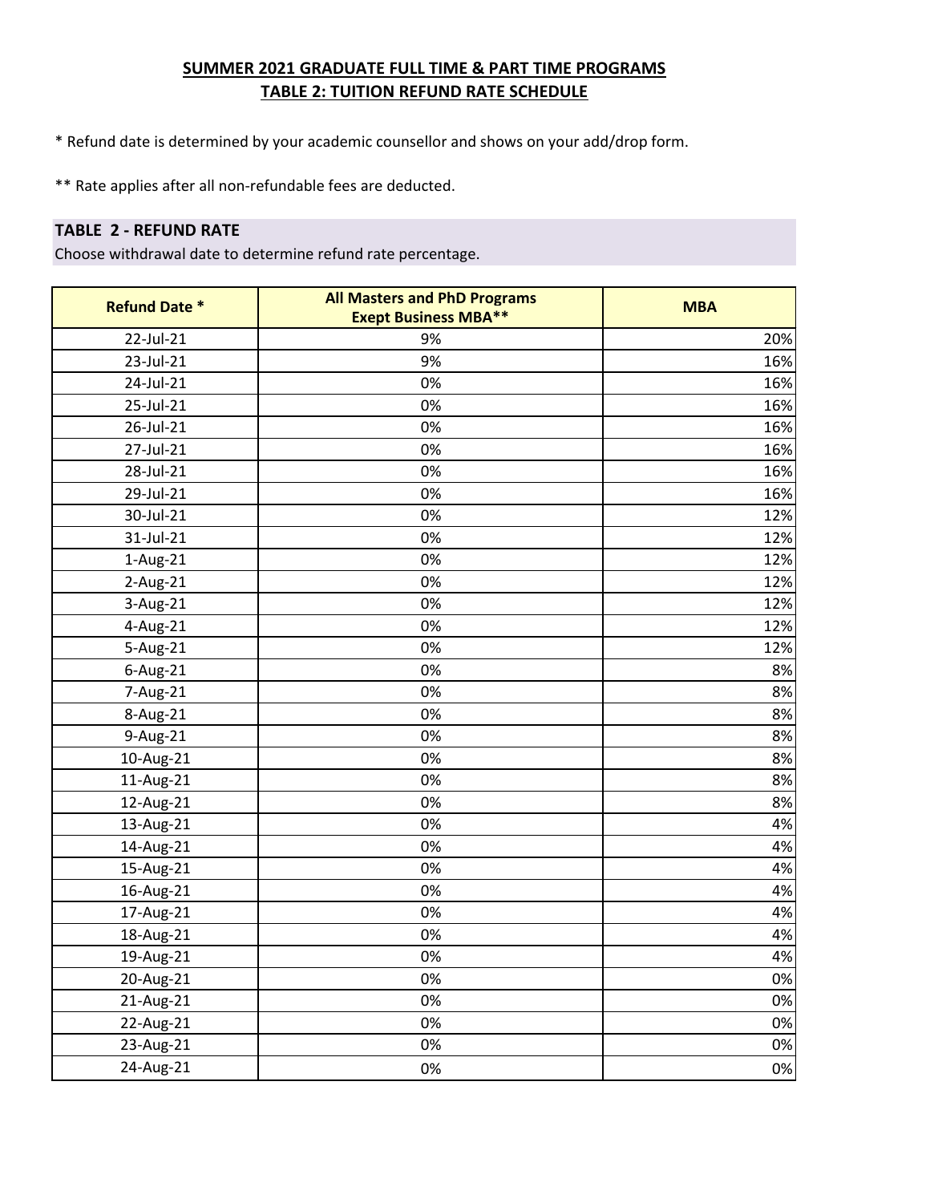**SUMMER 2021 GRADUATE FULL TIME & PART TIME PROGRAMS**
**TABLE 2: TUITION REFUND RATE SCHEDULE**

* Refund date is determined by your academic counsellor and shows on your add/drop form.

** Rate applies after all non-refundable fees are deducted.

**TABLE 2 - REFUND RATE**
Choose withdrawal date to determine refund rate percentage.

| Refund Date * | All Masters and PhD Programs Exept Business MBA** | MBA |
|---|---|---|
| 22-Jul-21 | 9% | 20% |
| 23-Jul-21 | 9% | 16% |
| 24-Jul-21 | 0% | 16% |
| 25-Jul-21 | 0% | 16% |
| 26-Jul-21 | 0% | 16% |
| 27-Jul-21 | 0% | 16% |
| 28-Jul-21 | 0% | 16% |
| 29-Jul-21 | 0% | 16% |
| 30-Jul-21 | 0% | 12% |
| 31-Jul-21 | 0% | 12% |
| 1-Aug-21 | 0% | 12% |
| 2-Aug-21 | 0% | 12% |
| 3-Aug-21 | 0% | 12% |
| 4-Aug-21 | 0% | 12% |
| 5-Aug-21 | 0% | 12% |
| 6-Aug-21 | 0% | 8% |
| 7-Aug-21 | 0% | 8% |
| 8-Aug-21 | 0% | 8% |
| 9-Aug-21 | 0% | 8% |
| 10-Aug-21 | 0% | 8% |
| 11-Aug-21 | 0% | 8% |
| 12-Aug-21 | 0% | 8% |
| 13-Aug-21 | 0% | 4% |
| 14-Aug-21 | 0% | 4% |
| 15-Aug-21 | 0% | 4% |
| 16-Aug-21 | 0% | 4% |
| 17-Aug-21 | 0% | 4% |
| 18-Aug-21 | 0% | 4% |
| 19-Aug-21 | 0% | 4% |
| 20-Aug-21 | 0% | 0% |
| 21-Aug-21 | 0% | 0% |
| 22-Aug-21 | 0% | 0% |
| 23-Aug-21 | 0% | 0% |
| 24-Aug-21 | 0% | 0% |